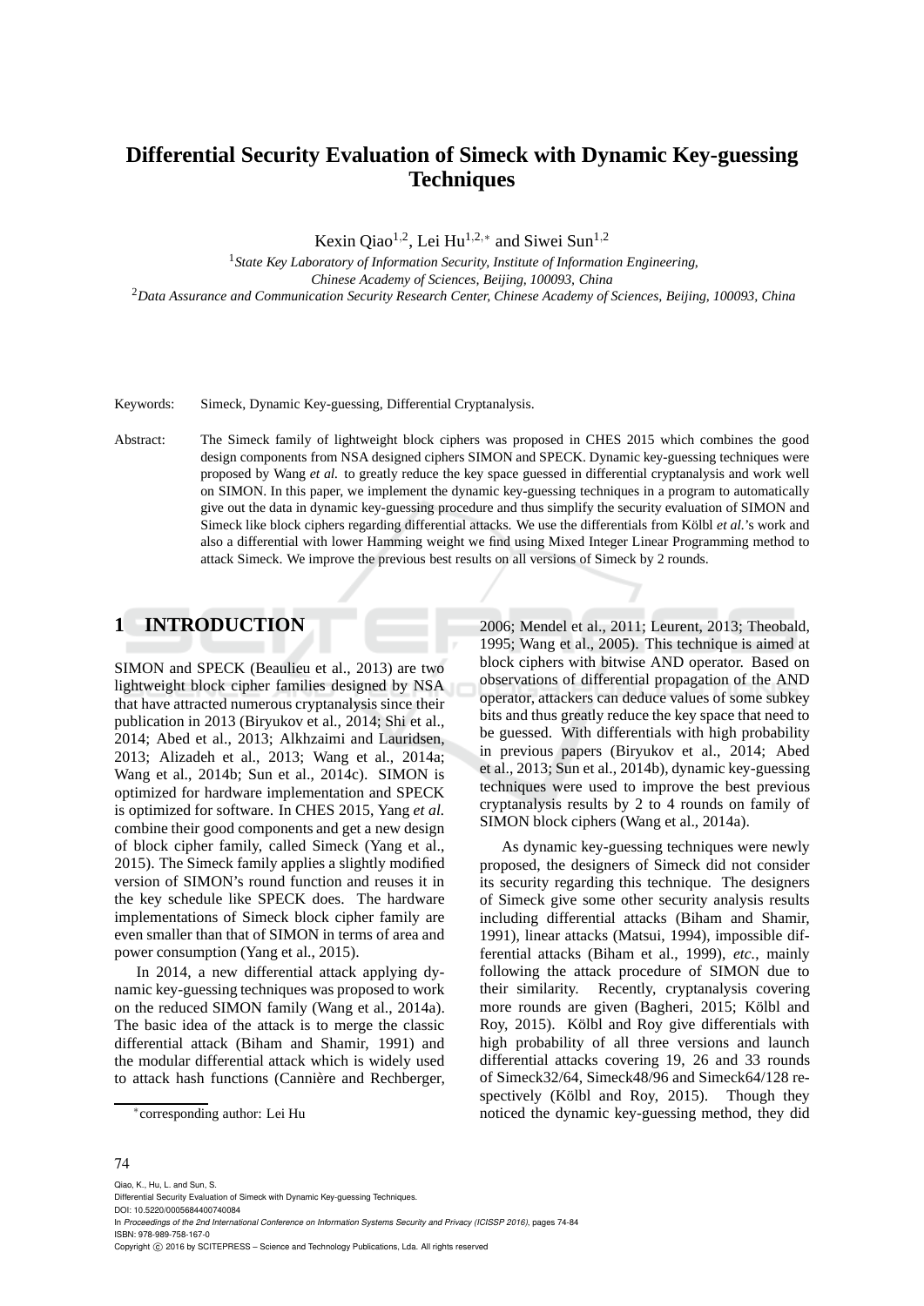# Differential Security Evaluation of Simeck with Dynamic Key-guessing Techniques

Kexin Qiao[1,2], Lei Hu[1,2,*] and Siwei Sun[1,2]

[1]*State Key Laboratory of Information Security, Institute of Information Engineering, Chinese Academy of Sciences, Beijing, 100093, China*

[2]*Data Assurance and Communication Security Research Center, Chinese Academy of Sciences, Beijing, 100093, China*

Keywords: Simeck, Dynamic Key-guessing, Differential Cryptanalysis.

Abstract: The Simeck family of lightweight block ciphers was proposed in CHES 2015 which combines the good design components from NSA designed ciphers SIMON and SPECK. Dynamic key-guessing techniques were proposed by Wang *et al.* to greatly reduce the key space guessed in differential cryptanalysis and work well on SIMON. In this paper, we implement the dynamic key-guessing techniques in a program to automatically give out the data in dynamic key-guessing procedure and thus simplify the security evaluation of SIMON and Simeck like block ciphers regarding differential attacks. We use the differentials from Kölbl *et al.*'s work and also a differential with lower Hamming weight we find using Mixed Integer Linear Programming method to attack Simeck. We improve the previous best results on all versions of Simeck by 2 rounds.

## 1 INTRODUCTION

SIMON and SPECK (Beaulieu et al., 2013) are two lightweight block cipher families designed by NSA that have attracted numerous cryptanalysis since their publication in 2013 (Biryukov et al., 2014; Shi et al., 2014; Abed et al., 2013; Alkhzaimi and Lauridsen, 2013; Alizadeh et al., 2013; Wang et al., 2014a; Wang et al., 2014b; Sun et al., 2014c). SIMON is optimized for hardware implementation and SPECK is optimized for software. In CHES 2015, Yang *et al.* combine their good components and get a new design of block cipher family, called Simeck (Yang et al., 2015). The Simeck family applies a slightly modified version of SIMON's round function and reuses it in the key schedule like SPECK does. The hardware implementations of Simeck block cipher family are even smaller than that of SIMON in terms of area and power consumption (Yang et al., 2015).

In 2014, a new differential attack applying dynamic key-guessing techniques was proposed to work on the reduced SIMON family (Wang et al., 2014a). The basic idea of the attack is to merge the classic differential attack (Biham and Shamir, 1991) and the modular differential attack which is widely used to attack hash functions (Cannière and Rechberger, 2006; Mendel et al., 2011; Leurent, 2013; Theobald, 1995; Wang et al., 2005). This technique is aimed at block ciphers with bitwise AND operator. Based on observations of differential propagation of the AND operator, attackers can deduce values of some subkey bits and thus greatly reduce the key space that need to be guessed. With differentials with high probability in previous papers (Biryukov et al., 2014; Abed et al., 2013; Sun et al., 2014b), dynamic key-guessing techniques were used to improve the best previous cryptanalysis results by 2 to 4 rounds on family of SIMON block ciphers (Wang et al., 2014a).

As dynamic key-guessing techniques were newly proposed, the designers of Simeck did not consider its security regarding this technique. The designers of Simeck give some other security analysis results including differential attacks (Biham and Shamir, 1991), linear attacks (Matsui, 1994), impossible differential attacks (Biham et al., 1999), *etc.*, mainly following the attack procedure of SIMON due to their similarity. Recently, cryptanalysis covering more rounds are given (Bagheri, 2015; Kölbl and Roy, 2015). Kölbl and Roy give differentials with high probability of all three versions and launch differential attacks covering 19, 26 and 33 rounds of Simeck32/64, Simeck48/96 and Simeck64/128 respectively (Kölbl and Roy, 2015). Though they noticed the dynamic key-guessing method, they did

*corresponding author: Lei Hu

Qiao, K., Hu, L. and Sun, S.
Differential Security Evaluation of Simeck with Dynamic Key-guessing Techniques.
DOI: 10.5220/0005684400740084
In *Proceedings of the 2nd International Conference on Information Systems Security and Privacy (ICISSP 2016)*, pages 74-84
ISBN: 978-989-758-167-0
Copyright © 2016 by SCITEPRESS – Science and Technology Publications, Lda. All rights reserved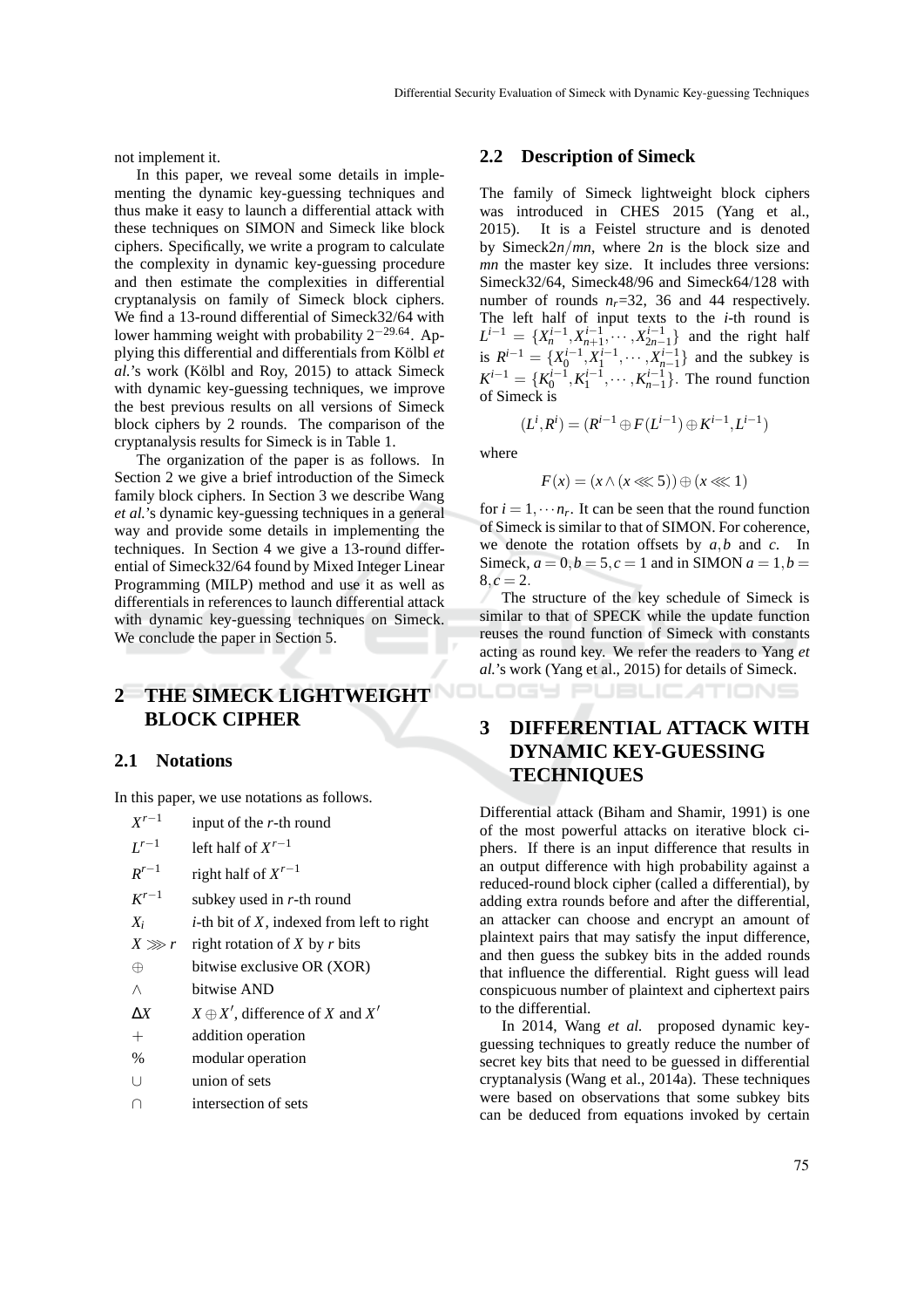not implement it.

In this paper, we reveal some details in implementing the dynamic key-guessing techniques and thus make it easy to launch a differential attack with these techniques on SIMON and Simeck like block ciphers. Specifically, we write a program to calculate the complexity in dynamic key-guessing procedure and then estimate the complexities in differential cryptanalysis on family of Simeck block ciphers. We find a 13-round differential of Simeck32/64 with lower hamming weight with probability $2^{-29.64}$. Applying this differential and differentials from Kölbl *et al.*'s work (Kölbl and Roy, 2015) to attack Simeck with dynamic key-guessing techniques, we improve the best previous results on all versions of Simeck block ciphers by 2 rounds. The comparison of the cryptanalysis results for Simeck is in Table 1.

The organization of the paper is as follows. In Section 2 we give a brief introduction of the Simeck family block ciphers. In Section 3 we describe Wang *et al.*'s dynamic key-guessing techniques in a general way and provide some details in implementing the techniques. In Section 4 we give a 13-round differential of Simeck32/64 found by Mixed Integer Linear Programming (MILP) method and use it as well as differentials in references to launch differential attack with dynamic key-guessing techniques on Simeck. We conclude the paper in Section 5.

# 2 THE SIMECK LIGHTWEIGHT BLOCK CIPHER

## 2.1 Notations

In this paper, we use notations as follows.

| | |
|---|---|
| $X^{r-1}$ | input of the $r$-th round |
| $L^{r-1}$ | left half of $X^{r-1}$ |
| $R^{r-1}$ | right half of $X^{r-1}$ |
| $K^{r-1}$ | subkey used in $r$-th round |
| $X_i$ | $i$-th bit of $X$, indexed from left to right |
| $X \ggg r$ | right rotation of $X$ by $r$ bits |
| $\oplus$ | bitwise exclusive OR (XOR) |
| $\wedge$ | bitwise AND |
| $\Delta X$ | $X \oplus X'$, difference of $X$ and $X'$ |
| $+$ | addition operation |
| % | modular operation |
| $\cup$ | union of sets |
| $\cap$ | intersection of sets |

## 2.2 Description of Simeck

The family of Simeck lightweight block ciphers was introduced in CHES 2015 (Yang et al., 2015). It is a Feistel structure and is denoted by Simeck$2n/mn$, where $2n$ is the block size and $mn$ the master key size. It includes three versions: Simeck32/64, Simeck48/96 and Simeck64/128 with number of rounds $n_r$=32, 36 and 44 respectively. The left half of input texts to the $i$-th round is $L^{i-1} = \{X_n^{i-1}, X_{n+1}^{i-1}, \cdots, X_{2n-1}^{i-1}\}$ and the right half is $R^{i-1} = \{X_0^{i-1}, X_1^{i-1}, \cdots, X_{n-1}^{i-1}\}$ and the subkey is $K^{i-1} = \{K_0^{i-1}, K_1^{i-1}, \cdots, K_{n-1}^{i-1}\}$. The round function of Simeck is

$$(L^i, R^i) = (R^{i-1} \oplus F(L^{i-1}) \oplus K^{i-1}, L^{i-1})$$

where

$$F(x) = (x \wedge (x \lll 5)) \oplus (x \lll 1)$$

for $i = 1, \cdots n_r$. It can be seen that the round function of Simeck is similar to that of SIMON. For coherence, we denote the rotation offsets by $a, b$ and $c$. In Simeck, $a = 0, b = 5, c = 1$ and in SIMON $a = 1, b = 8, c = 2$.

The structure of the key schedule of Simeck is similar to that of SPECK while the update function reuses the round function of Simeck with constants acting as round key. We refer the readers to Yang *et al.*'s work (Yang et al., 2015) for details of Simeck.

# 3 DIFFERENTIAL ATTACK WITH DYNAMIC KEY-GUESSING TECHNIQUES

Differential attack (Biham and Shamir, 1991) is one of the most powerful attacks on iterative block ciphers. If there is an input difference that results in an output difference with high probability against a reduced-round block cipher (called a differential), by adding extra rounds before and after the differential, an attacker can choose and encrypt an amount of plaintext pairs that may satisfy the input difference, and then guess the subkey bits in the added rounds that influence the differential. Right guess will lead conspicuous number of plaintext and ciphertext pairs to the differential.

In 2014, Wang *et al.* proposed dynamic key-guessing techniques to greatly reduce the number of secret key bits that need to be guessed in differential cryptanalysis (Wang et al., 2014a). These techniques were based on observations that some subkey bits can be deduced from equations invoked by certain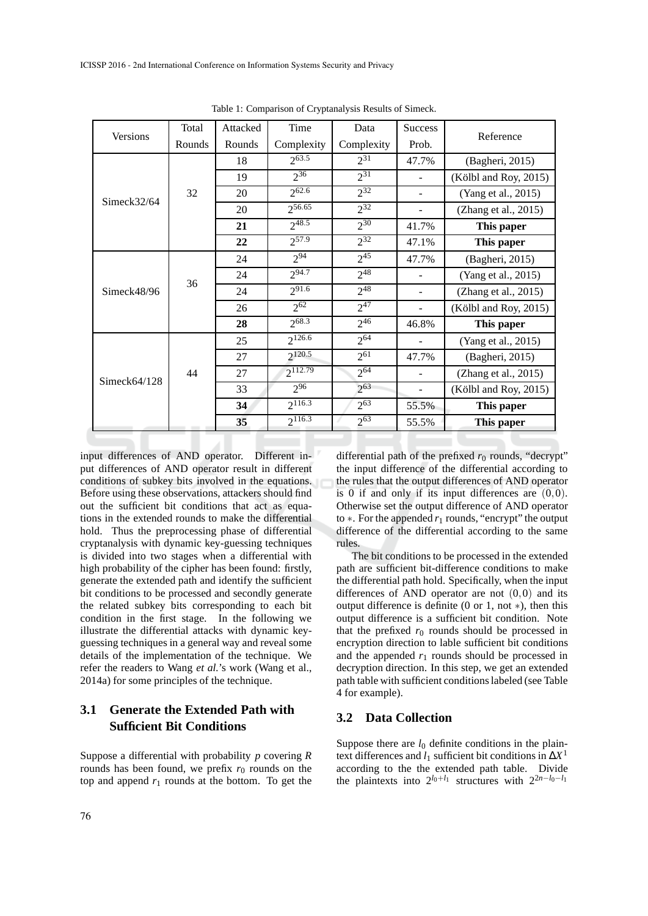Table 1: Comparison of Cryptanalysis Results of Simeck.

| Versions | Total Rounds | Attacked Rounds | Time Complexity | Data Complexity | Success Prob. | Reference |
|---|---|---|---|---|---|---|
| Simeck32/64 | 32 | 18 | $2^{63.5}$ | $2^{31}$ | 47.7% | (Bagheri, 2015) |
| | | 19 | $2^{36}$ | $2^{31}$ | - | (Kölbl and Roy, 2015) |
| | | 20 | $2^{62.6}$ | $2^{32}$ | - | (Yang et al., 2015) |
| | | 20 | $2^{56.65}$ | $2^{32}$ | - | (Zhang et al., 2015) |
| | | **21** | $2^{48.5}$ | $2^{30}$ | 41.7% | **This paper** |
| | | **22** | $2^{57.9}$ | $2^{32}$ | 47.1% | **This paper** |
| Simeck48/96 | 36 | 24 | $2^{94}$ | $2^{45}$ | 47.7% | (Bagheri, 2015) |
| | | 24 | $2^{94.7}$ | $2^{48}$ | - | (Yang et al., 2015) |
| | | 24 | $2^{91.6}$ | $2^{48}$ | - | (Zhang et al., 2015) |
| | | 26 | $2^{62}$ | $2^{47}$ | - | (Kölbl and Roy, 2015) |
| | | **28** | $2^{68.3}$ | $2^{46}$ | 46.8% | **This paper** |
| Simeck64/128 | 44 | 25 | $2^{126.6}$ | $2^{64}$ | - | (Yang et al., 2015) |
| | | 27 | $2^{120.5}$ | $2^{61}$ | 47.7% | (Bagheri, 2015) |
| | | 27 | $2^{112.79}$ | $2^{64}$ | - | (Zhang et al., 2015) |
| | | 33 | $2^{96}$ | $2^{63}$ | - | (Kölbl and Roy, 2015) |
| | | **34** | $2^{116.3}$ | $2^{63}$ | 55.5% | **This paper** |
| | | **35** | $2^{116.3}$ | $2^{63}$ | 55.5% | **This paper** |

input differences of AND operator. Different input differences of AND operator result in different conditions of subkey bits involved in the equations. Before using these observations, attackers should find out the sufficient bit conditions that act as equations in the extended rounds to make the differential hold. Thus the preprocessing phase of differential cryptanalysis with dynamic key-guessing techniques is divided into two stages when a differential with high probability of the cipher has been found: firstly, generate the extended path and identify the sufficient bit conditions to be processed and secondly generate the related subkey bits corresponding to each bit condition in the first stage. In the following we illustrate the differential attacks with dynamic key-guessing techniques in a general way and reveal some details of the implementation of the technique. We refer the readers to Wang *et al.*'s work (Wang et al., 2014a) for some principles of the technique.

### 3.1 Generate the Extended Path with Sufficient Bit Conditions

Suppose a differential with probability $p$ covering $R$ rounds has been found, we prefix $r_0$ rounds on the top and append $r_1$ rounds at the bottom. To get the differential path of the prefixed $r_0$ rounds, "decrypt" the input difference of the differential according to the rules that the output differences of AND operator is 0 if and only if its input differences are $(0,0)$. Otherwise set the output difference of AND operator to $*$. For the appended $r_1$ rounds, "encrypt" the output difference of the differential according to the same rules.

The bit conditions to be processed in the extended path are sufficient bit-difference conditions to make the differential path hold. Specifically, when the input differences of AND operator are not $(0,0)$ and its output difference is definite (0 or 1, not $*$), then this output difference is a sufficient bit condition. Note that the prefixed $r_0$ rounds should be processed in encryption direction to lable sufficient bit conditions and the appended $r_1$ rounds should be processed in decryption direction. In this step, we get an extended path table with sufficient conditions labeled (see Table 4 for example).

### 3.2 Data Collection

Suppose there are $l_0$ definite conditions in the plaintext differences and $l_1$ sufficient bit conditions in $\Delta X^1$ according to the extended path table. Divide the plaintexts into $2^{l_0+l_1}$ structures with $2^{2n-l_0-l_1}$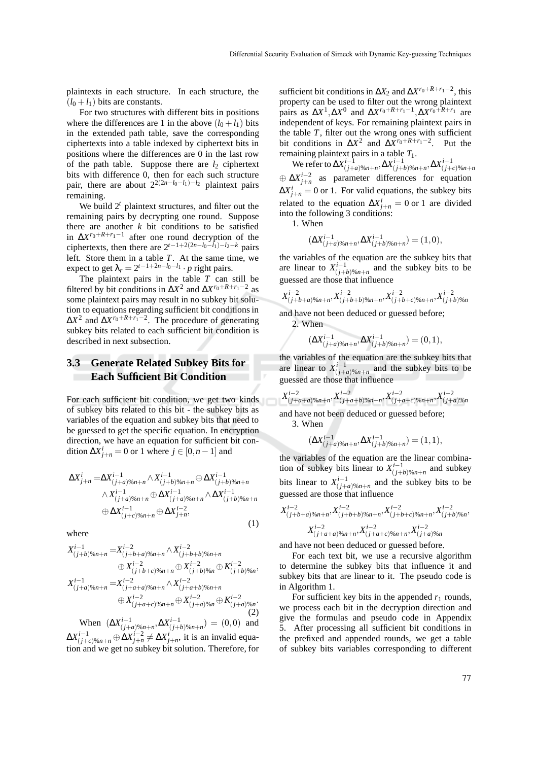plaintexts in each structure. In each structure, the $(l_0 + l_1)$ bits are constants.

For two structures with different bits in positions where the differences are 1 in the above $(l_0 + l_1)$ bits in the extended path table, save the corresponding ciphertexts into a table indexed by ciphertext bits in positions where the differences are 0 in the last row of the path table. Suppose there are $l_2$ ciphertext bits with difference 0, then for each such structure pair, there are about $2^{2(2n-l_0-l_1)-l_2}$ plaintext pairs remaining.

We build $2^t$ plaintext structures, and filter out the remaining pairs by decrypting one round. Suppose there are another $k$ bit conditions to be satisfied in $\Delta X^{r_0+R+r_1-1}$ after one round decryption of the ciphertexts, then there are $2^{t-1+2(2n-l_0-l_1)-l_2-k}$ pairs left. Store them in a table $T$. At the same time, we expect to get $\lambda_r = 2^{t-1+2n-l_0-l_1} \cdot p$ right pairs.

The plaintext pairs in the table $T$ can still be filtered by bit conditions in $\Delta X^2$ and $\Delta X^{r_0+R+r_1-2}$ as some plaintext pairs may result in no subkey bit solution to equations regarding sufficient bit conditions in $\Delta X^2$ and $\Delta X^{r_0+R+r_1-2}$. The procedure of generating subkey bits related to each sufficient bit condition is described in next subsection.

## 3.3 Generate Related Subkey Bits for Each Sufficient Bit Condition

For each sufficient bit condition, we get two kinds of subkey bits related to this bit - the subkey bits as variables of the equation and subkey bits that need to be guessed to get the specific equation. In encryption direction, we have an equation for sufficient bit condition $\Delta X^i_{j+n} = 0$ or 1 where $j \in [0, n-1]$ and

$$\begin{aligned}\Delta X^i_{j+n} =& \Delta X^{i-1}_{(j+a)\%n+n} \wedge X^{i-1}_{(j+b)\%n+n} \oplus \Delta X^{i-1}_{(j+b)\%n+n} \\ & \wedge X^{i-1}_{(j+a)\%n+n} \oplus \Delta X^{i-1}_{(j+a)\%n+n} \wedge \Delta X^{i-1}_{(j+b)\%n+n} \\ & \oplus \Delta X^{i-1}_{(j+c)\%n+n} \oplus \Delta X^{i-2}_{j+n},\end{aligned} \tag{1}$$

where

$$\begin{aligned}X^{i-1}_{(j+b)\%n+n} =& X^{i-2}_{(j+b+a)\%n+n} \wedge X^{i-2}_{(j+b+b)\%n+n} \\ & \oplus X^{i-2}_{(j+b+c)\%n+n} \oplus X^{i-2}_{(j+b)\%n} \oplus K^{i-2}_{(j+b)\%n}, \\ X^{i-1}_{(j+a)\%n+n} =& X^{i-2}_{(j+a+a)\%n+n} \wedge X^{i-2}_{(j+a+b)\%n+n} \\ & \oplus X^{i-2}_{(j+a+c)\%n+n} \oplus X^{i-2}_{(j+a)\%n} \oplus K^{i-2}_{(j+a)\%n}.\end{aligned} \tag{2}$$

When $(\Delta X^{i-1}_{(j+a)\%n+n}, \Delta X^{i-1}_{(j+b)\%n+n}) = (0,0)$ and $\Delta X^{i-1}_{(j+c)\%n+n} \oplus \Delta X^{i-2}_{j+n} \neq \Delta X^i_{j+n}$, it is an invalid equation and we get no subkey bit solution. Therefore, for sufficient bit conditions in $\Delta X_2$ and $\Delta X^{r_0+R+r_1-2}$, this property can be used to filter out the wrong plaintext pairs as $\Delta X^1, \Delta X^0$ and $\Delta X^{r_0+R+r_1-1}, \Delta X^{r_0+R+r_1}$ are independent of keys. For remaining plaintext pairs in the table $T$, filter out the wrong ones with sufficient bit conditions in $\Delta X^2$ and $\Delta X^{r_0+R+r_1-2}$. Put the remaining plaintext pairs in a table $T_1$.

We refer to $\Delta X^{i-1}_{(j+a)\%n+n}, \Delta X^{i-1}_{(j+b)\%n+n}, \Delta X^{i-1}_{(j+c)\%n+n} \oplus \Delta X^{i-2}_{j+n}$ as parameter differences for equation $\Delta X^i_{j+n} = 0$ or 1. For valid equations, the subkey bits related to the equation $\Delta X^i_{j+n} = 0$ or 1 are divided into the following 3 conditions:

1. When

$$(\Delta X^{i-1}_{(j+a)\%n+n}, \Delta X^{i-1}_{(j+b)\%n+n}) = (1,0),$$

the variables of the equation are the subkey bits that are linear to $X^{i-1}_{(j+b)\%n+n}$ and the subkey bits to be guessed are those that influence

$$X^{i-2}_{(j+b+a)\%n+n}, X^{i-2}_{(j+b+b)\%n+n}, X^{i-2}_{(j+b+c)\%n+n}, X^{i-2}_{(j+b)\%n}$$

and have not been deduced or guessed before;

2. When

$$(\Delta X^{i-1}_{(j+a)\%n+n}, \Delta X^{i-1}_{(j+b)\%n+n}) = (0,1),$$

the variables of the equation are the subkey bits that are linear to $X^{i-1}_{(j+a)\%n+n}$ and the subkey bits to be guessed are those that influence

$$X^{i-2}_{(j+a+a)\%n+n}, X^{i-2}_{(j+a+b)\%n+n}, X^{i-2}_{(j+a+c)\%n+n}, X^{i-2}_{(j+a)\%n}$$

and have not been deduced or guessed before;

3. When

$$(\Delta X^{i-1}_{(j+a)\%n+n}, \Delta X^{i-1}_{(j+b)\%n+n}) = (1,1),$$

the variables of the equation are the linear combination of subkey bits linear to $X^{i-1}_{(j+b)\%n+n}$ and subkey bits linear to $X^{i-1}_{(j+a)\%n+n}$ and the subkey bits to be guessed are those that influence

$$X^{i-2}_{(j+b+a)\%n+n}, X^{i-2}_{(j+b+b)\%n+n}, X^{i-2}_{(j+b+c)\%n+n}, X^{i-2}_{(j+b)\%n},$$
$$X^{i-2}_{(j+a+a)\%n+n}, X^{i-2}_{(j+a+c)\%n+n}, X^{i-2}_{(j+a)\%n}$$

and have not been deduced or guessed before.

For each text bit, we use a recursive algorithm to determine the subkey bits that influence it and subkey bits that are linear to it. The pseudo code is in Algorithm 1.

For sufficient key bits in the appended $r_1$ rounds, we process each bit in the decryption direction and give the formulas and pseudo code in Appendix 5. After processing all sufficient bit conditions in the prefixed and appended rounds, we get a table of subkey bits variables corresponding to different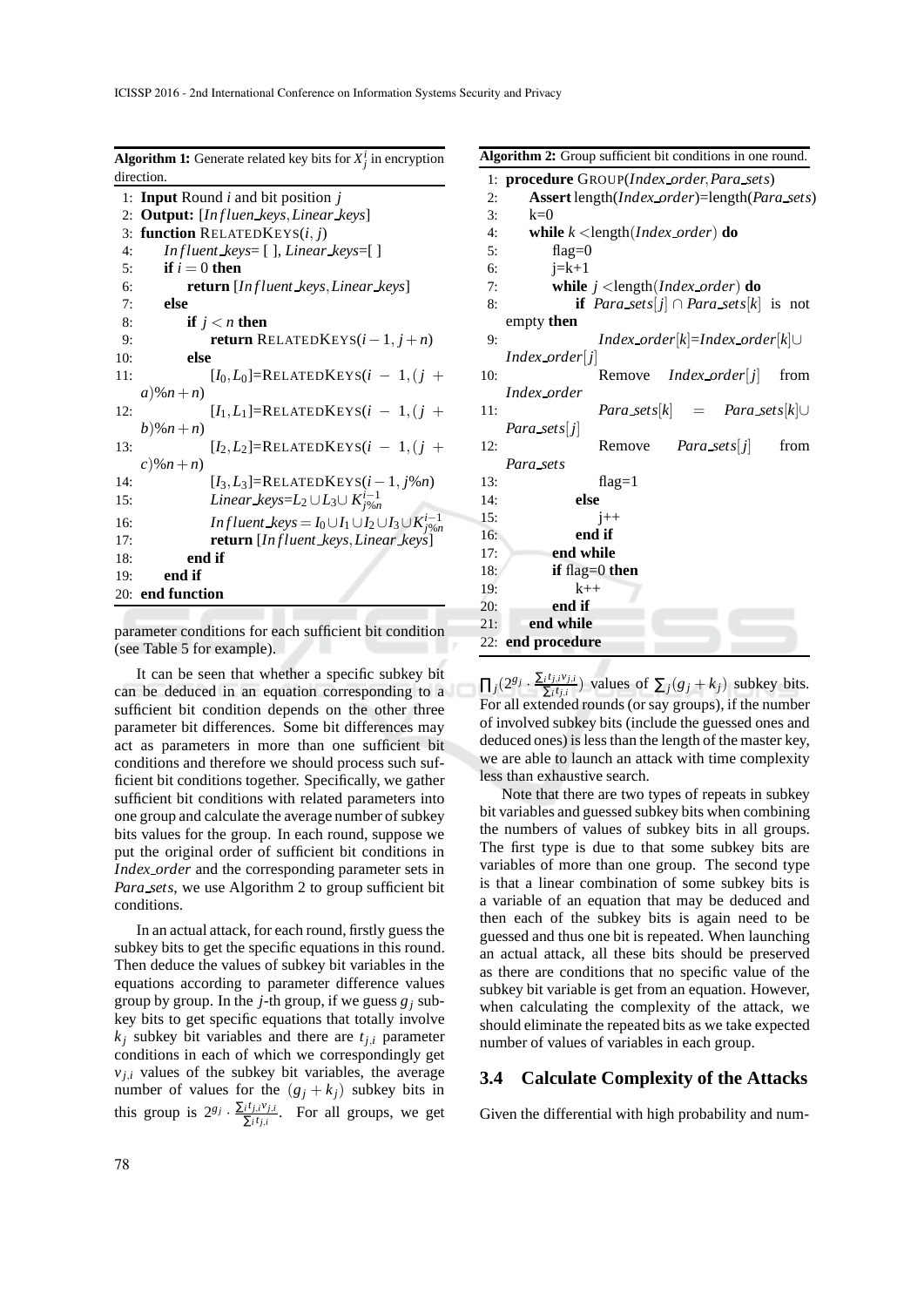**Algorithm 1:** Generate related key bits for $X_j^i$ in encryption direction.

```
1: Input Round i and bit position j
2: Output: [Influen_keys, Linear_keys]
3: function RELATEDKEYS(i, j)
4:     Influent_keys=[ ], Linear_keys=[ ]
5:     if i = 0 then
6:         return [Influent_keys, Linear_keys]
7:     else
8:         if j < n then
9:             return RELATEDKEYS(i − 1, j + n)
10:        else
11:            [I_0, L_0]=RELATEDKEYS(i − 1, (j + a)%n + n)
12:            [I_1, L_1]=RELATEDKEYS(i − 1, (j + b)%n + n)
13:            [I_2, L_2]=RELATEDKEYS(i − 1, (j + c)%n + n)
14:            [I_3, L_3]=RELATEDKEYS(i − 1, j%n)
15:            Linear_keys=L_2 ∪ L_3 ∪ K_{j%n}^{i−1}
16:            Influent_keys = I_0 ∪ I_1 ∪ I_2 ∪ I_3 ∪ K_{j%n}^{i−1}
17:            return [Influent_keys, Linear_keys]
18:        end if
19:    end if
20: end function
```

parameter conditions for each sufficient bit condition (see Table 5 for example).

It can be seen that whether a specific subkey bit can be deduced in an equation corresponding to a sufficient bit condition depends on the other three parameter bit differences. Some bit differences may act as parameters in more than one sufficient bit conditions and therefore we should process such sufficient bit conditions together. Specifically, we gather sufficient bit conditions with related parameters into one group and calculate the average number of subkey bits values for the group. In each round, suppose we put the original order of sufficient bit conditions in *Index_order* and the corresponding parameter sets in *Para_sets*, we use Algorithm 2 to group sufficient bit conditions.

In an actual attack, for each round, firstly guess the subkey bits to get the specific equations in this round. Then deduce the values of subkey bit variables in the equations according to parameter difference values group by group. In the $j$-th group, if we guess $g_j$ subkey bits to get specific equations that totally involve $k_j$ subkey bit variables and there are $t_{j,i}$ parameter conditions in each of which we correspondingly get $v_{j,i}$ values of the subkey bit variables, the average number of values for the $(g_j + k_j)$ subkey bits in this group is $2^{g_j} \cdot \frac{\sum_i t_{j,i} v_{j,i}}{\sum_i t_{j,i}}$. For all groups, we get

**Algorithm 2:** Group sufficient bit conditions in one round.

```
1: procedure GROUP(Index_order, Para_sets)
2:     Assert length(Index_order)=length(Para_sets)
3:     k=0
4:     while k <length(Index_order) do
5:         flag=0
6:         j=k+1
7:         while j <length(Index_order) do
8:             if Para_sets[j] ∩ Para_sets[k] is not empty then
9:                 Index_order[k]=Index_order[k] ∪ Index_order[j]
10:                Remove Index_order[j] from Index_order
11:                Para_sets[k] = Para_sets[k] ∪ Para_sets[j]
12:                Remove Para_sets[j] from Para_sets
13:                flag=1
14:            else
15:                j++
16:            end if
17:        end while
18:        if flag=0 then
19:            k++
20:        end if
21:    end while
22: end procedure
```

$\prod_j (2^{g_j} \cdot \frac{\sum_i t_{j,i} v_{j,i}}{\sum_i t_{j,i}})$ values of $\sum_j (g_j + k_j)$ subkey bits. For all extended rounds (or say groups), if the number of involved subkey bits (include the guessed ones and deduced ones) is less than the length of the master key, we are able to launch an attack with time complexity less than exhaustive search.

Note that there are two types of repeats in subkey bit variables and guessed subkey bits when combining the numbers of values of subkey bits in all groups. The first type is due to that some subkey bits are variables of more than one group. The second type is that a linear combination of some subkey bits is a variable of an equation that may be deduced and then each of the subkey bits is again need to be guessed and thus one bit is repeated. When launching an actual attack, all these bits should be preserved as there are conditions that no specific value of the subkey bit variable is get from an equation. However, when calculating the complexity of the attack, we should eliminate the repeated bits as we take expected number of values of variables in each group.

### 3.4 Calculate Complexity of the Attacks

Given the differential with high probability and num-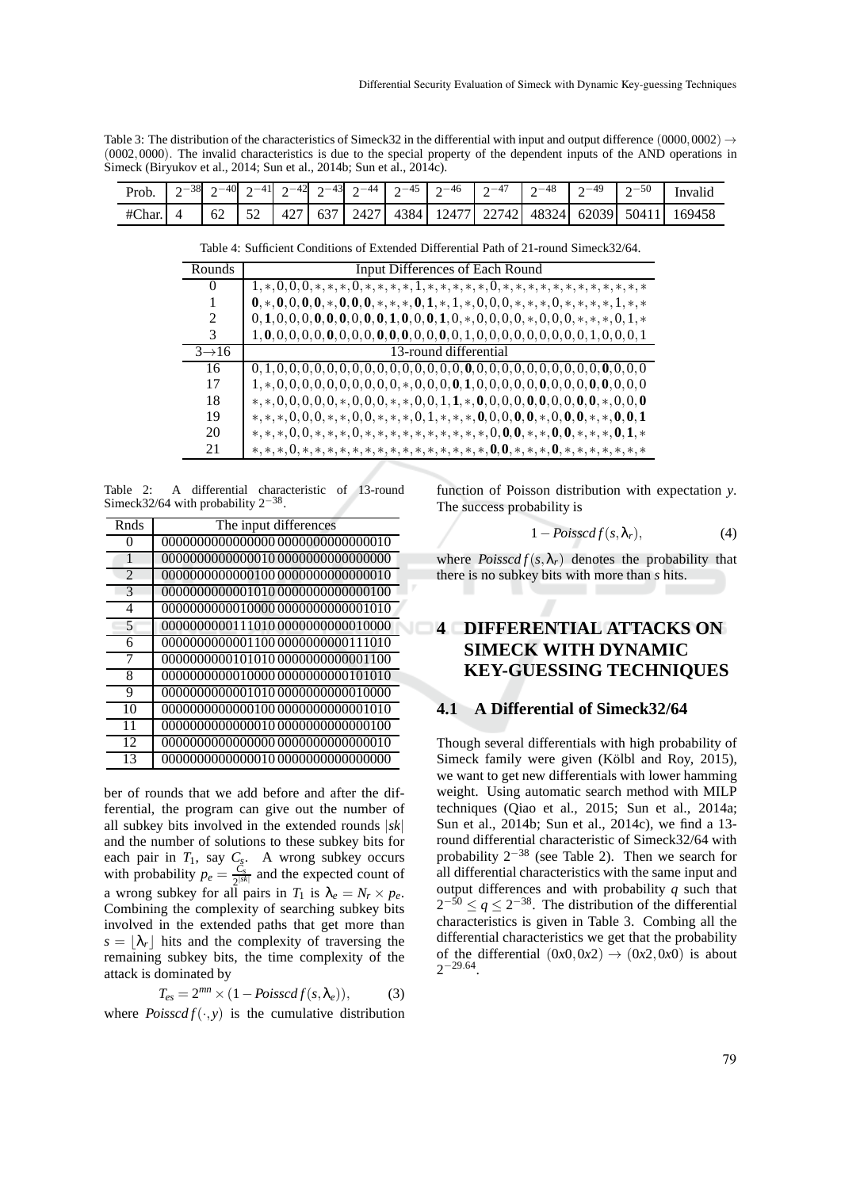Table 3: The distribution of the characteristics of Simeck32 in the differential with input and output difference $(0000, 0002) \rightarrow (0002, 0000)$. The invalid characteristics is due to the special property of the dependent inputs of the AND operations in Simeck (Biryukov et al., 2014; Sun et al., 2014b; Sun et al., 2014c).

| Prob. | $2^{-38}$ | $2^{-40}$ | $2^{-41}$ | $2^{-42}$ | $2^{-43}$ | $2^{-44}$ | $2^{-45}$ | $2^{-46}$ | $2^{-47}$ | $2^{-48}$ | $2^{-49}$ | $2^{-50}$ | Invalid |
|---|---|---|---|---|---|---|---|---|---|---|---|---|---|
| #Char. | 4 | 62 | 52 | 427 | 637 | 2427 | 4384 | 12477 | 22742 | 48324 | 62039 | 50411 | 169458 |

Table 4: Sufficient Conditions of Extended Differential Path of 21-round Simeck32/64.

| Rounds | Input Differences of Each Round |
|---|---|
| 0 | 1,∗,0,0,0,∗,∗,∗,0,∗,∗,∗,∗,1,∗,∗,∗,∗,∗,0,∗,∗,∗,∗,∗,∗,∗,∗,∗,∗,∗,∗ |
| 1 | **0**,∗,**0**,0,**0**,**0**,∗,**0**,**0**,**0**,∗,∗,∗,**0**,**1**,∗,1,∗,0,0,0,∗,∗,∗,0,∗,∗,∗,∗,1,∗,∗ |
| 2 | 0,**1**,0,0,0,**0**,**0**,**0**,0,**0**,**0**,**1**,**0**,0,**0**,**1**,0,∗,0,0,0,0,∗,0,0,0,∗,∗,∗,0,1,∗ |
| 3 | 1,**0**,0,0,0,0,**0**,0,0,0,0,**0**,**0**,**0**,0,0,**0**,0,1,0,0,0,0,0,0,0,0,0,1,0,0,0,1 |
| 3→16 | 13-round differential |
| 16 | 0,1,0,0,0,0,0,0,0,0,0,0,0,0,0,0,0,0,**0**,0,0,0,0,0,0,0,0,0,**0**,0,0,0 |
| 17 | 1,∗,0,0,0,0,0,0,0,0,0,0,∗,0,0,0,**0**,**1**,0,0,0,0,0,**0**,0,0,0,**0**,**0**,0,0,0 |
| 18 | ∗,∗,0,0,0,0,0,∗,0,0,0,∗,∗,0,0,1,**1**,∗,**0**,0,0,0,**0**,**0**,0,0,**0**,**0**,∗,0,0,**0** |
| 19 | ∗,∗,∗,0,0,0,∗,∗,0,0,∗,∗,∗,0,1,∗,∗,∗,**0**,0,0,**0**,**0**,∗,0,**0**,**0**,∗,∗,**0**,**0**,**1** |
| 20 | ∗,∗,∗,0,0,∗,∗,∗,0,∗,∗,∗,∗,∗,∗,∗,∗,∗,∗,0,**0**,**0**,∗,∗,**0**,**0**,∗,∗,∗,**0**,**1**,∗ |
| 21 | ∗,∗,∗,0,∗,∗,∗,∗,∗,∗,∗,∗,∗,∗,∗,∗,∗,∗,∗,**0**,**0**,∗,∗,∗,**0**,∗,∗,∗,∗,∗,∗,∗ |

Table 2: A differential characteristic of 13-round Simeck32/64 with probability $2^{-38}$.

| Rnds | The input differences |
|---|---|
| 0 | 0000000000000000 0000000000000010 |
| 1 | 0000000000000010 0000000000000000 |
| 2 | 0000000000000100 0000000000000010 |
| 3 | 0000000000001010 0000000000000100 |
| 4 | 0000000000010000 0000000000001010 |
| 5 | 0000000000111010 0000000000010000 |
| 6 | 0000000000001100 0000000000111010 |
| 7 | 0000000000101010 0000000000001100 |
| 8 | 0000000000010000 0000000000101010 |
| 9 | 0000000000001010 0000000000010000 |
| 10 | 0000000000000100 0000000000001010 |
| 11 | 0000000000000010 0000000000000100 |
| 12 | 0000000000000000 0000000000000010 |
| 13 | 0000000000000010 0000000000000000 |

ber of rounds that we add before and after the differential, the program can give out the number of all subkey bits involved in the extended rounds $|sk|$ and the number of solutions to these subkey bits for each pair in $T_1$, say $C_s$. A wrong subkey occurs with probability $p_e = \frac{C_s}{2^{|sk|}}$ and the expected count of a wrong subkey for all pairs in $T_1$ is $\lambda_e = N_r \times p_e$. Combining the complexity of searching subkey bits involved in the extended paths that get more than $s = \lfloor \lambda_r \rfloor$ hits and the complexity of traversing the remaining subkey bits, the time complexity of the attack is dominated by

$$T_{es} = 2^{mn} \times (1 - Poisscdf(s, \lambda_e)), \tag{3}$$

where $Poisscdf(\cdot, y)$ is the cumulative distribution function of Poisson distribution with expectation $y$. The success probability is

$$1 - Poisscdf(s, \lambda_r), \tag{4}$$

where $Poisscdf(s, \lambda_r)$ denotes the probability that there is no subkey bits with more than $s$ hits.

# 4 DIFFERENTIAL ATTACKS ON SIMECK WITH DYNAMIC KEY-GUESSING TECHNIQUES

## 4.1 A Differential of Simeck32/64

Though several differentials with high probability of Simeck family were given (Kölbl and Roy, 2015), we want to get new differentials with lower hamming weight. Using automatic search method with MILP techniques (Qiao et al., 2015; Sun et al., 2014a; Sun et al., 2014b; Sun et al., 2014c), we find a 13-round differential characteristic of Simeck32/64 with probability $2^{-38}$ (see Table 2). Then we search for all differential characteristics with the same input and output differences and with probability $q$ such that $2^{-50} \leq q \leq 2^{-38}$. The distribution of the differential characteristics is given in Table 3. Combing all the differential characteristics we get that the probability of the differential $(0x0, 0x2) \rightarrow (0x2, 0x0)$ is about $2^{-29.64}$.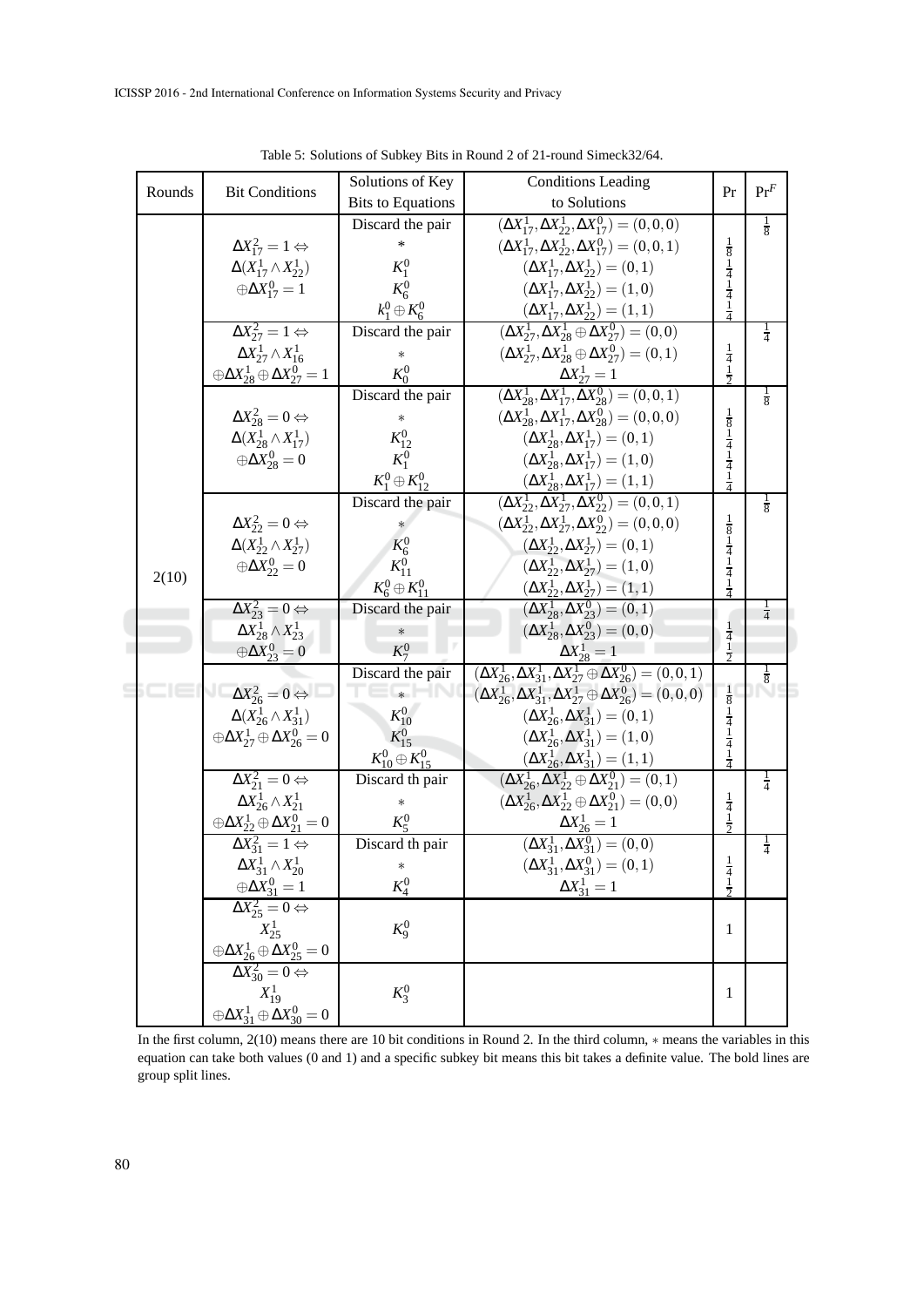Table 5: Solutions of Subkey Bits in Round 2 of 21-round Simeck32/64.

| Rounds | Bit Conditions | Solutions of Key Bits to Equations | Conditions Leading to Solutions | Pr | $\Pr^F$ |
|---|---|---|---|---|---|
| 2(10) | $\Delta X_{17}^2 = 1 \Leftrightarrow \Delta(X_{17}^1 \wedge X_{22}^1) \oplus \Delta X_{17}^0 = 1$ | Discard the pair | $(\Delta X_{17}^1, \Delta X_{22}^1, \Delta X_{17}^0) = (0,0,0)$ | | $\frac{1}{8}$ |
| | | $*$ | $(\Delta X_{17}^1, \Delta X_{22}^1, \Delta X_{17}^0) = (0,0,1)$ | $\frac{1}{8}$ | |
| | | $K_1^0$ | $(\Delta X_{17}^1, \Delta X_{22}^1) = (0,1)$ | $\frac{1}{4}$ | |
| | | $K_6^0$ | $(\Delta X_{17}^1, \Delta X_{22}^1) = (1,0)$ | $\frac{1}{4}$ | |
| | | $k_1^0 \oplus K_6^0$ | $(\Delta X_{17}^1, \Delta X_{22}^1) = (1,1)$ | $\frac{1}{4}$ | |
| | $\Delta X_{27}^2 = 1 \Leftrightarrow \Delta X_{27}^1 \wedge X_{16}^1 \oplus \Delta X_{28}^1 \oplus \Delta X_{27}^0 = 1$ | Discard the pair | $(\Delta X_{27}^1, \Delta X_{28}^1 \oplus \Delta X_{27}^0) = (0,0)$ | | $\frac{1}{4}$ |
| | | $*$ | $(\Delta X_{27}^1, \Delta X_{28}^1 \oplus \Delta X_{27}^0) = (0,1)$ | $\frac{1}{4}$ | |
| | | $K_0^0$ | $\Delta X_{27}^1 = 1$ | $\frac{1}{2}$ | |
| | $\Delta X_{28}^2 = 0 \Leftrightarrow \Delta(X_{28}^1 \wedge X_{17}^1) \oplus \Delta X_{28}^0 = 0$ | Discard the pair | $(\Delta X_{28}^1, \Delta X_{17}^1, \Delta X_{28}^0) = (0,0,1)$ | | $\frac{1}{8}$ |
| | | $*$ | $(\Delta X_{28}^1, \Delta X_{17}^1, \Delta X_{28}^0) = (0,0,0)$ | $\frac{1}{8}$ | |
| | | $K_{12}^0$ | $(\Delta X_{28}^1, \Delta X_{17}^1) = (0,1)$ | $\frac{1}{4}$ | |
| | | $K_1^0$ | $(\Delta X_{28}^1, \Delta X_{17}^1) = (1,0)$ | $\frac{1}{4}$ | |
| | | $K_1^0 \oplus K_{12}^0$ | $(\Delta X_{28}^1, \Delta X_{17}^1) = (1,1)$ | $\frac{1}{4}$ | |
| | $\Delta X_{22}^2 = 0 \Leftrightarrow \Delta(X_{22}^1 \wedge X_{27}^1) \oplus \Delta X_{22}^0 = 0$ | Discard the pair | $(\Delta X_{22}^1, \Delta X_{27}^1, \Delta X_{22}^0) = (0,0,1)$ | | $\frac{1}{8}$ |
| | | $*$ | $(\Delta X_{22}^1, \Delta X_{27}^1, \Delta X_{22}^0) = (0,0,0)$ | $\frac{1}{8}$ | |
| | | $K_6^0$ | $(\Delta X_{22}^1, \Delta X_{27}^1) = (0,1)$ | $\frac{1}{4}$ | |
| | | $K_{11}^0$ | $(\Delta X_{22}^1, \Delta X_{27}^1) = (1,0)$ | $\frac{1}{4}$ | |
| | | $K_6^0 \oplus K_{11}^0$ | $(\Delta X_{22}^1, \Delta X_{27}^1) = (1,1)$ | $\frac{1}{4}$ | |
| | $\Delta X_{23}^2 = 0 \Leftrightarrow \Delta X_{28}^1 \wedge X_{23}^1 \oplus \Delta X_{23}^0 = 0$ | Discard the pair | $(\Delta X_{28}^1, \Delta X_{23}^0) = (0,1)$ | | $\frac{1}{4}$ |
| | | $*$ | $(\Delta X_{28}^1, \Delta X_{23}^0) = (0,0)$ | $\frac{1}{4}$ | |
| | | $K_7^0$ | $\Delta X_{28}^1 = 1$ | $\frac{1}{2}$ | |
| | $\Delta X_{26}^2 = 0 \Leftrightarrow \Delta(X_{26}^1 \wedge X_{31}^1) \oplus \Delta X_{27}^1 \oplus \Delta X_{26}^0 = 0$ | Discard the pair | $(\Delta X_{26}^1, \Delta X_{31}^1, \Delta X_{27}^1 \oplus \Delta X_{26}^0) = (0,0,1)$ | | $\frac{1}{8}$ |
| | | $*$ | $(\Delta X_{26}^1, \Delta X_{31}^1, \Delta X_{27}^1 \oplus \Delta X_{26}^0) = (0,0,0)$ | $\frac{1}{8}$ | |
| | | $K_{10}^0$ | $(\Delta X_{26}^1, \Delta X_{31}^1) = (0,1)$ | $\frac{1}{4}$ | |
| | | $K_{15}^0$ | $(\Delta X_{26}^1, \Delta X_{31}^1) = (1,0)$ | $\frac{1}{4}$ | |
| | | $K_{10}^0 \oplus K_{15}^0$ | $(\Delta X_{26}^1, \Delta X_{31}^1) = (1,1)$ | $\frac{1}{4}$ | |
| | $\Delta X_{21}^2 = 0 \Leftrightarrow \Delta X_{26}^1 \wedge X_{21}^1 \oplus \Delta X_{22}^1 \oplus \Delta X_{21}^0 = 0$ | Discard th pair | $(\Delta X_{26}^1, \Delta X_{22}^1 \oplus \Delta X_{21}^0) = (0,1)$ | | $\frac{1}{4}$ |
| | | $*$ | $(\Delta X_{26}^1, \Delta X_{22}^1 \oplus \Delta X_{21}^0) = (0,0)$ | $\frac{1}{4}$ | |
| | | $K_5^0$ | $\Delta X_{26}^1 = 1$ | $\frac{1}{2}$ | |
| | $\Delta X_{31}^2 = 1 \Leftrightarrow \Delta X_{31}^1 \wedge X_{20}^1 \oplus \Delta X_{31}^0 = 1$ | Discard th pair | $(\Delta X_{31}^1, \Delta X_{31}^0) = (0,0)$ | | $\frac{1}{4}$ |
| | | $*$ | $(\Delta X_{31}^1, \Delta X_{31}^0) = (0,1)$ | $\frac{1}{4}$ | |
| | | $K_4^0$ | $\Delta X_{31}^1 = 1$ | $\frac{1}{2}$ | |
| | $\Delta X_{25}^2 = 0 \Leftrightarrow X_{25}^1 \oplus \Delta X_{26}^1 \oplus \Delta X_{25}^0 = 0$ | $K_9^0$ | | 1 | |
| | $\Delta X_{30}^2 = 0 \Leftrightarrow X_{19}^1 \oplus \Delta X_{31}^1 \oplus \Delta X_{30}^0 = 0$ | $K_3^0$ | | 1 | |

In the first column, 2(10) means there are 10 bit conditions in Round 2. In the third column, $*$ means the variables in this equation can take both values (0 and 1) and a specific subkey bit means this bit takes a definite value. The bold lines are group split lines.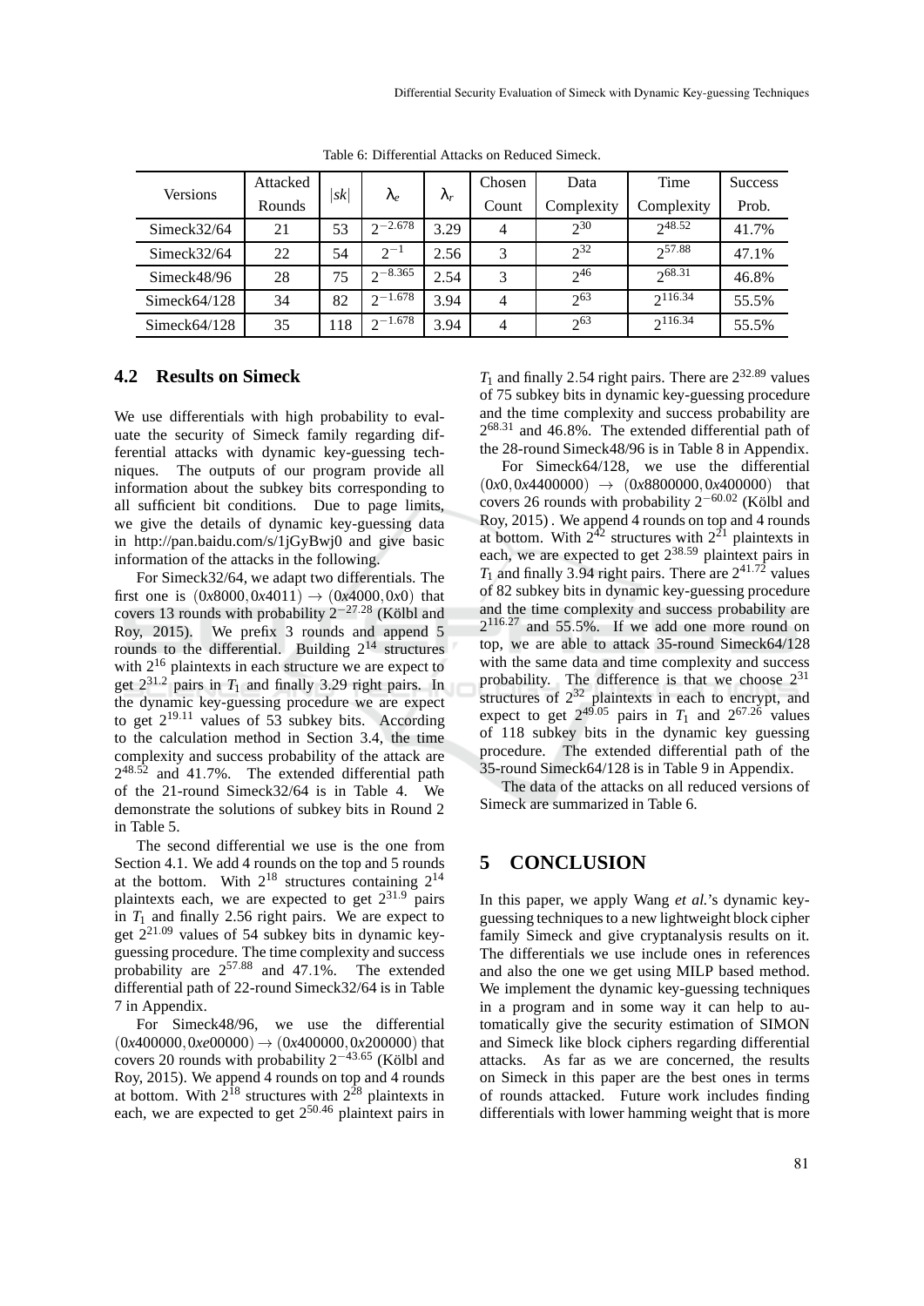Table 6: Differential Attacks on Reduced Simeck.

| Versions | Attacked Rounds | $\|sk\|$ | $\lambda_e$ | $\lambda_r$ | Chosen Count | Data Complexity | Time Complexity | Success Prob. |
|---|---|---|---|---|---|---|---|---|
| Simeck32/64 | 21 | 53 | $2^{-2.678}$ | 3.29 | 4 | $2^{30}$ | $2^{48.52}$ | 41.7% |
| Simeck32/64 | 22 | 54 | $2^{-1}$ | 2.56 | 3 | $2^{32}$ | $2^{57.88}$ | 47.1% |
| Simeck48/96 | 28 | 75 | $2^{-8.365}$ | 2.54 | 3 | $2^{46}$ | $2^{68.31}$ | 46.8% |
| Simeck64/128 | 34 | 82 | $2^{-1.678}$ | 3.94 | 4 | $2^{63}$ | $2^{116.34}$ | 55.5% |
| Simeck64/128 | 35 | 118 | $2^{-1.678}$ | 3.94 | 4 | $2^{63}$ | $2^{116.34}$ | 55.5% |

## 4.2 Results on Simeck

We use differentials with high probability to evaluate the security of Simeck family regarding differential attacks with dynamic key-guessing techniques. The outputs of our program provide all information about the subkey bits corresponding to all sufficient bit conditions. Due to page limits, we give the details of dynamic key-guessing data in http://pan.baidu.com/s/1jGyBwj0 and give basic information of the attacks in the following.

For Simeck32/64, we adapt two differentials. The first one is $(0x8000, 0x4011) \rightarrow (0x4000, 0x0)$ that covers 13 rounds with probability $2^{-27.28}$ (Kölbl and Roy, 2015). We prefix 3 rounds and append 5 rounds to the differential. Building $2^{14}$ structures with $2^{16}$ plaintexts in each structure we are expect to get $2^{31.2}$ pairs in $T_1$ and finally 3.29 right pairs. In the dynamic key-guessing procedure we are expect to get $2^{19.11}$ values of 53 subkey bits. According to the calculation method in Section 3.4, the time complexity and success probability of the attack are $2^{48.52}$ and 41.7%. The extended differential path of the 21-round Simeck32/64 is in Table 4. We demonstrate the solutions of subkey bits in Round 2 in Table 5.

The second differential we use is the one from Section 4.1. We add 4 rounds on the top and 5 rounds at the bottom. With $2^{18}$ structures containing $2^{14}$ plaintexts each, we are expected to get $2^{31.9}$ pairs in $T_1$ and finally 2.56 right pairs. We are expect to get $2^{21.09}$ values of 54 subkey bits in dynamic key-guessing procedure. The time complexity and success probability are $2^{57.88}$ and 47.1%. The extended differential path of 22-round Simeck32/64 is in Table 7 in Appendix.

For Simeck48/96, we use the differential $(0x400000, 0xe00000) \rightarrow (0x400000, 0x200000)$ that covers 20 rounds with probability $2^{-43.65}$ (Kölbl and Roy, 2015). We append 4 rounds on top and 4 rounds at bottom. With $2^{18}$ structures with $2^{28}$ plaintexts in each, we are expected to get $2^{50.46}$ plaintext pairs in $T_1$ and finally 2.54 right pairs. There are $2^{32.89}$ values of 75 subkey bits in dynamic key-guessing procedure and the time complexity and success probability are $2^{68.31}$ and 46.8%. The extended differential path of the 28-round Simeck48/96 is in Table 8 in Appendix.

For Simeck64/128, we use the differential $(0x0, 0x4400000) \rightarrow (0x8800000, 0x400000)$ that covers 26 rounds with probability $2^{-60.02}$ (Kölbl and Roy, 2015). We append 4 rounds on top and 4 rounds at bottom. With $2^{42}$ structures with $2^{21}$ plaintexts in each, we are expected to get $2^{38.59}$ plaintext pairs in $T_1$ and finally 3.94 right pairs. There are $2^{41.72}$ values of 82 subkey bits in dynamic key-guessing procedure and the time complexity and success probability are $2^{116.27}$ and 55.5%. If we add one more round on top, we are able to attack 35-round Simeck64/128 with the same data and time complexity and success probability. The difference is that we choose $2^{31}$ structures of $2^{32}$ plaintexts in each to encrypt, and expect to get $2^{49.05}$ pairs in $T_1$ and $2^{67.26}$ values of 118 subkey bits in the dynamic key guessing procedure. The extended differential path of the 35-round Simeck64/128 is in Table 9 in Appendix.

The data of the attacks on all reduced versions of Simeck are summarized in Table 6.

# 5 CONCLUSION

In this paper, we apply Wang *et al.*'s dynamic key-guessing techniques to a new lightweight block cipher family Simeck and give cryptanalysis results on it. The differentials we use include ones in references and also the one we get using MILP based method. We implement the dynamic key-guessing techniques in a program and in some way it can help to automatically give the security estimation of SIMON and Simeck like block ciphers regarding differential attacks. As far as we are concerned, the results on Simeck in this paper are the best ones in terms of rounds attacked. Future work includes finding differentials with lower hamming weight that is more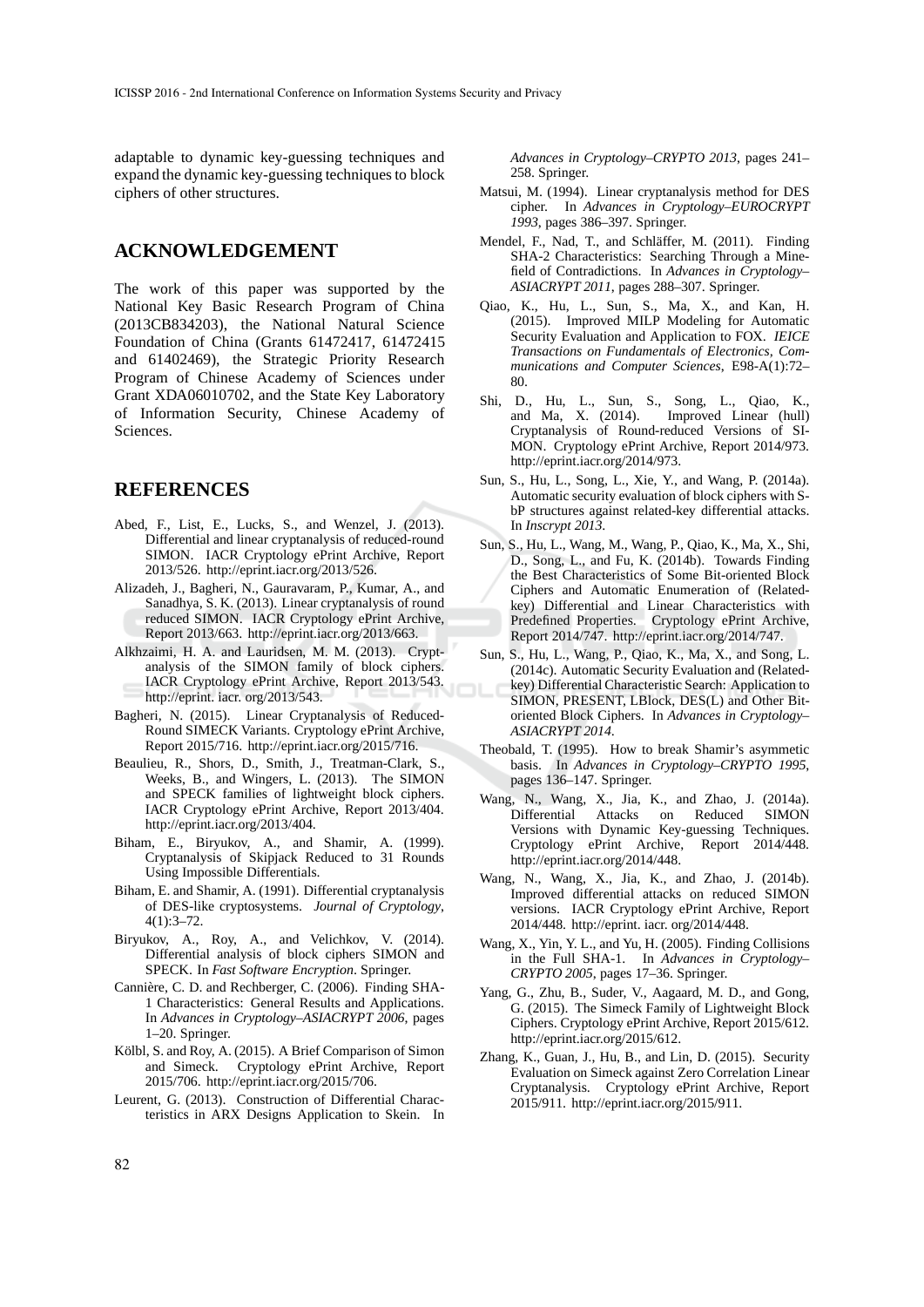adaptable to dynamic key-guessing techniques and expand the dynamic key-guessing techniques to block ciphers of other structures.

## ACKNOWLEDGEMENT

The work of this paper was supported by the National Key Basic Research Program of China (2013CB834203), the National Natural Science Foundation of China (Grants 61472417, 61472415 and 61402469), the Strategic Priority Research Program of Chinese Academy of Sciences under Grant XDA06010702, and the State Key Laboratory of Information Security, Chinese Academy of Sciences.

## REFERENCES

Abed, F., List, E., Lucks, S., and Wenzel, J. (2013). Differential and linear cryptanalysis of reduced-round SIMON. IACR Cryptology ePrint Archive, Report 2013/526. http://eprint.iacr.org/2013/526.

Alizadeh, J., Bagheri, N., Gauravaram, P., Kumar, A., and Sanadhya, S. K. (2013). Linear cryptanalysis of round reduced SIMON. IACR Cryptology ePrint Archive, Report 2013/663. http://eprint.iacr.org/2013/663.

Alkhzaimi, H. A. and Lauridsen, M. M. (2013). Cryptanalysis of the SIMON family of block ciphers. IACR Cryptology ePrint Archive, Report 2013/543. http://eprint. iacr. org/2013/543.

Bagheri, N. (2015). Linear Cryptanalysis of Reduced-Round SIMECK Variants. Cryptology ePrint Archive, Report 2015/716. http://eprint.iacr.org/2015/716.

Beaulieu, R., Shors, D., Smith, J., Treatman-Clark, S., Weeks, B., and Wingers, L. (2013). The SIMON and SPECK families of lightweight block ciphers. IACR Cryptology ePrint Archive, Report 2013/404. http://eprint.iacr.org/2013/404.

Biham, E., Biryukov, A., and Shamir, A. (1999). Cryptanalysis of Skipjack Reduced to 31 Rounds Using Impossible Differentials.

Biham, E. and Shamir, A. (1991). Differential cryptanalysis of DES-like cryptosystems. *Journal of Cryptology*, 4(1):3–72.

Biryukov, A., Roy, A., and Velichkov, V. (2014). Differential analysis of block ciphers SIMON and SPECK. In *Fast Software Encryption*. Springer.

Cannière, C. D. and Rechberger, C. (2006). Finding SHA-1 Characteristics: General Results and Applications. In *Advances in Cryptology–ASIACRYPT 2006*, pages 1–20. Springer.

Kölbl, S. and Roy, A. (2015). A Brief Comparison of Simon and Simeck. Cryptology ePrint Archive, Report 2015/706. http://eprint.iacr.org/2015/706.

Leurent, G. (2013). Construction of Differential Characteristics in ARX Designs Application to Skein. In *Advances in Cryptology–CRYPTO 2013*, pages 241–258. Springer.

Matsui, M. (1994). Linear cryptanalysis method for DES cipher. In *Advances in Cryptology–EUROCRYPT 1993*, pages 386–397. Springer.

Mendel, F., Nad, T., and Schläffer, M. (2011). Finding SHA-2 Characteristics: Searching Through a Minefield of Contradictions. In *Advances in Cryptology–ASIACRYPT 2011*, pages 288–307. Springer.

Qiao, K., Hu, L., Sun, S., Ma, X., and Kan, H. (2015). Improved MILP Modeling for Automatic Security Evaluation and Application to FOX. *IEICE Transactions on Fundamentals of Electronics, Communications and Computer Sciences*, E98-A(1):72–80.

Shi, D., Hu, L., Sun, S., Song, L., Qiao, K., and Ma, X. (2014). Improved Linear (hull) Cryptanalysis of Round-reduced Versions of SIMON. Cryptology ePrint Archive, Report 2014/973. http://eprint.iacr.org/2014/973.

Sun, S., Hu, L., Song, L., Xie, Y., and Wang, P. (2014a). Automatic security evaluation of block ciphers with S-bP structures against related-key differential attacks. In *Inscrypt 2013*.

Sun, S., Hu, L., Wang, M., Wang, P., Qiao, K., Ma, X., Shi, D., Song, L., and Fu, K. (2014b). Towards Finding the Best Characteristics of Some Bit-oriented Block Ciphers and Automatic Enumeration of (Related-key) Differential and Linear Characteristics with Predefined Properties. Cryptology ePrint Archive, Report 2014/747. http://eprint.iacr.org/2014/747.

Sun, S., Hu, L., Wang, P., Qiao, K., Ma, X., and Song, L. (2014c). Automatic Security Evaluation and (Related-key) Differential Characteristic Search: Application to SIMON, PRESENT, LBlock, DES(L) and Other Bit-oriented Block Ciphers. In *Advances in Cryptology–ASIACRYPT 2014*.

Theobald, T. (1995). How to break Shamir's asymmetic basis. In *Advances in Cryptology–CRYPTO 1995*, pages 136–147. Springer.

Wang, N., Wang, X., Jia, K., and Zhao, J. (2014a). Differential Attacks on Reduced SIMON Versions with Dynamic Key-guessing Techniques. Cryptology ePrint Archive, Report 2014/448. http://eprint.iacr.org/2014/448.

Wang, N., Wang, X., Jia, K., and Zhao, J. (2014b). Improved differential attacks on reduced SIMON versions. IACR Cryptology ePrint Archive, Report 2014/448. http://eprint. iacr. org/2014/448.

Wang, X., Yin, Y. L., and Yu, H. (2005). Finding Collisions in the Full SHA-1. In *Advances in Cryptology–CRYPTO 2005*, pages 17–36. Springer.

Yang, G., Zhu, B., Suder, V., Aagaard, M. D., and Gong, G. (2015). The Simeck Family of Lightweight Block Ciphers. Cryptology ePrint Archive, Report 2015/612. http://eprint.iacr.org/2015/612.

Zhang, K., Guan, J., Hu, B., and Lin, D. (2015). Security Evaluation on Simeck against Zero Correlation Linear Cryptanalysis. Cryptology ePrint Archive, Report 2015/911. http://eprint.iacr.org/2015/911.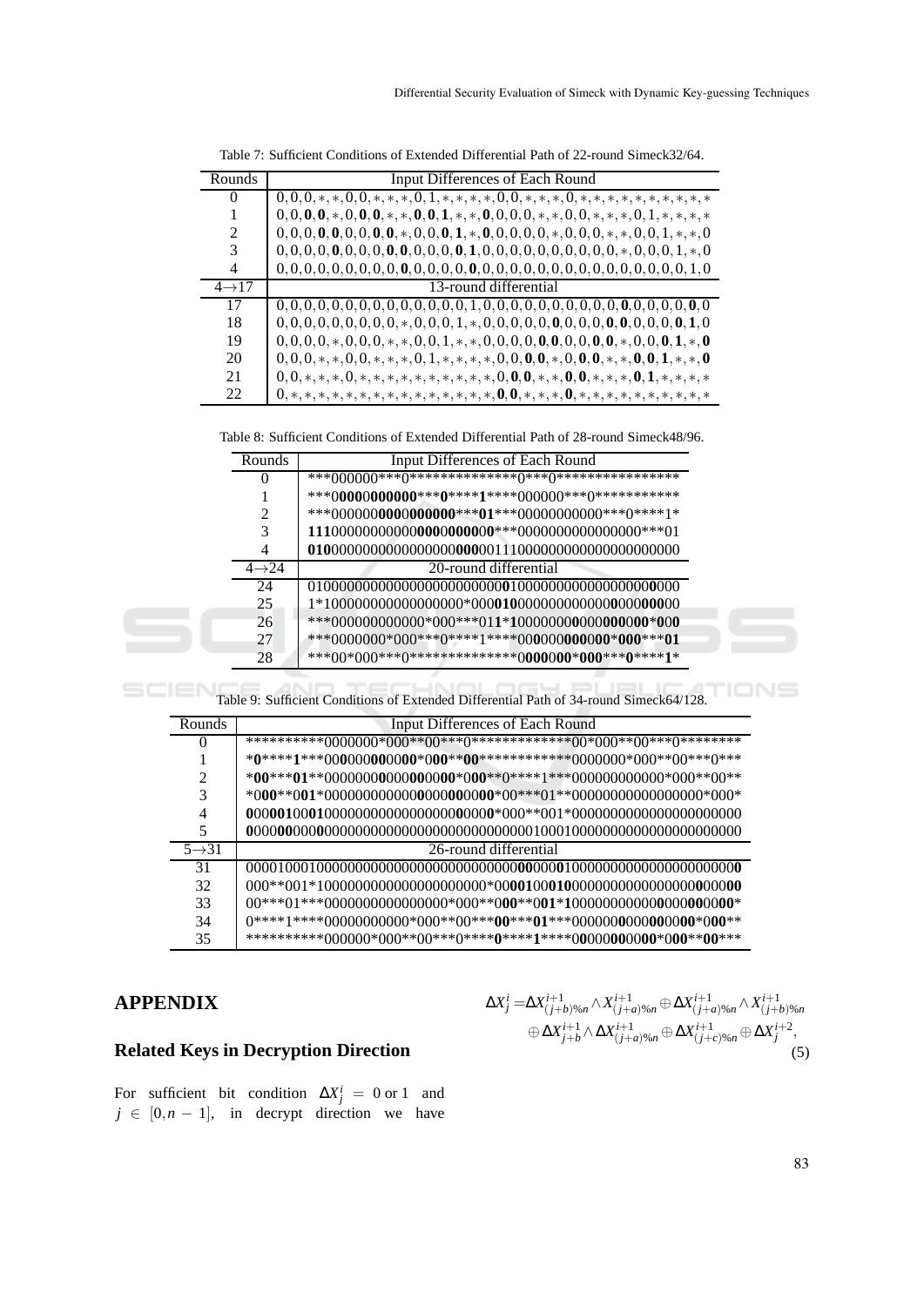Table 7: Sufficient Conditions of Extended Differential Path of 22-round Simeck32/64.

| Rounds | Input Differences of Each Round |
|---|---|
| 0 | 0,0,0,∗,∗,0,0,∗,∗,∗,0,1,∗,∗,∗,∗,0,0,∗,∗,∗,0,∗,∗,∗,∗,∗,∗,∗,∗,∗,∗ |
| 1 | 0,0,**0**,**0**,∗,0,**0**,**0**,∗,∗,**0**,**0**,**1**,∗,∗,**0**,0,0,0,∗,∗,0,0,∗,∗,∗,0,1,∗,∗,∗,∗ |
| 2 | 0,0,0,**0**,**0**,0,0,**0**,**0**,∗,0,0,**0**,**1**,∗,**0**,0,0,0,0,∗,0,0,0,∗,∗,0,0,1,∗,∗,0 |
| 3 | 0,0,0,0,**0**,0,0,0,**0**,**0**,0,0,0,**0**,**1**,0,0,0,0,0,0,0,0,0,0,∗,0,0,0,1,∗,0 |
| 4 | 0,0,0,0,0,0,0,0,0,**0**,0,0,0,0,**0**,0,0,0,0,0,0,0,0,0,0,0,0,0,0,0,1,0 |
| 4→17 | 13-round differential |
| 17 | 0,0,0,0,0,0,0,0,0,0,0,0,0,0,0,1,0,0,0,0,0,0,0,0,0,0,**0**,0,0,0,0,**0**,0 |
| 18 | 0,0,0,0,0,0,0,0,0,0,∗,0,0,0,1,∗,0,0,0,0,0,**0**,0,0,0,0,**0**,**0**,0,0,0,0,**0**,**1**,0 |
| 19 | 0,0,0,0,∗,0,0,0,0,∗,∗,0,0,1,∗,0,0,0,0,0,**0**,**0**,0,0,0,**0**,**0**,∗,0,0,**0**,**1**,∗,**0** |
| 20 | 0,0,0,∗,∗,0,0,0,∗,∗,∗,0,1,∗,∗,∗,∗,0,0,**0**,**0**,∗,0,**0**,**0**,∗,∗,**0**,**0**,**1**,∗,∗,**0** |
| 21 | 0,0,∗,∗,∗,0,∗,∗,∗,∗,∗,∗,∗,∗,∗,∗,0,**0**,**0**,∗,∗,**0**,**0**,∗,∗,∗,**0**,**1**,∗,∗,∗,∗ |
| 22 | 0,∗,∗,∗,∗,∗,∗,∗,∗,∗,∗,∗,∗,∗,∗,∗,**0**,**0**,∗,∗,∗,**0**,∗,∗,∗,∗,∗,∗,∗,∗,∗,∗ |

Table 8: Sufficient Conditions of Extended Differential Path of 28-round Simeck48/96.

| Rounds | Input Differences of Each Round |
|---|---|
| 0 | ***000000***0**************0***0**************** |
| 1 | ***0**0000000000**\*\*\*0****1****000000***0*********** |
| 2 | ***000000**0000000000**\*\*\***01**\*\*\*00000000000\*\*\*0\*\*\*\*1\* |
| 3 | **111**000000000000**0000000000**\*\*\*0000000000000000\*\*\*01 |
| 4 | **010**0000000000000000**000**00111000000000000000000000 |
| 4→24 | 20-round differential |
| 24 | 010000000000000000000000**0**1000000000000000000**0**000 |
| 25 | 1*100000000000000000*000**010**0000000000000**0**000**000**00 |
| 26 | ***000000000000*000***01**1**\***1**0000000**0**000**000**00\***0**00 |
| 27 | ***0000000*000***0****1****00**0**000**000**000\***000**\*\*\***01** |
| 28 | ***00*000***0**************0**000**00\***000**\*\*\***0**\*\*\*\***1**\* |

Table 9: Sufficient Conditions of Extended Differential Path of 34-round Simeck64/128.

| Rounds | Input Differences of Each Round |
|---|---|
| 0 | **********0000000*000**00***0**************00*000**00***0******** |
| 1 | \***0**\*\*\*\***1**\*\*\*00**0**000**0**00**00**\*0**00**\*\***00**\*\*\*\*\*\*\*\*\*\*\*\*0000000\*000\*\*00\*\*\*0\*\*\* |
| 2 | \***00**\*\*\***01**\*\*00000000**0**000**0**000**00**\*0**00**\*\*0\*\*\*\*\*1\*\*\*000000000000\*000\*\*00\*\* |
| 3 | \*0**00**\*\*0**01**\*0000000000000**0**0000**0**00**00**\*00\*\*\*01\*\*00000000000000000\*000\* |
| 4 | **0**00**001**00**01**0000000000000000000**0**0000\*000\*\*001\*0000000000000000000000 |
| 5 | **0**000**00**000**0**000000000000000000000000000000010001000000000000000000000000 |
| 5→31 | 26-round differential |
| 31 | 000010001000000000000000000000000**00**0000**0**1000000000000000000000**0** |
| 32 | 000**001*100000000000000000000*00**001**00**010**0000000000000000**0**000**00** |
| 33 | 00***01***0000000000000000*000**0**00**\*\*0**01**\***1**000000000000**0**0000**00**00**00**\* |
| 34 | 0****1****00000000000*000**00***0**00**\*\*\***01**\*\*\*000000**0**000**0**000**00**\*0**00**\*\* |
| 35 | **********000000*000**00***0****0****1****0**0**000**0**000**00**\*0**00**\*\***00**\*\*\* |

## APPENDIX

### Related Keys in Decryption Direction

For sufficient bit condition $\Delta X^i_j = 0 \text{ or } 1$ and $j \in [0, n-1]$, in decrypt direction we have

$$\Delta X^i_j = \Delta X^{i+1}_{(j+b)\%n} \wedge X^{i+1}_{(j+a)\%n} \oplus \Delta X^{i+1}_{(j+a)\%n} \wedge X^{i+1}_{(j+b)\%n} \oplus \Delta X^{i+1}_{j+b} \wedge \Delta X^{i+1}_{(j+a)\%n} \oplus \Delta X^{i+1}_{(j+c)\%n} \oplus \Delta X^{i+2}_j, \tag{5}$$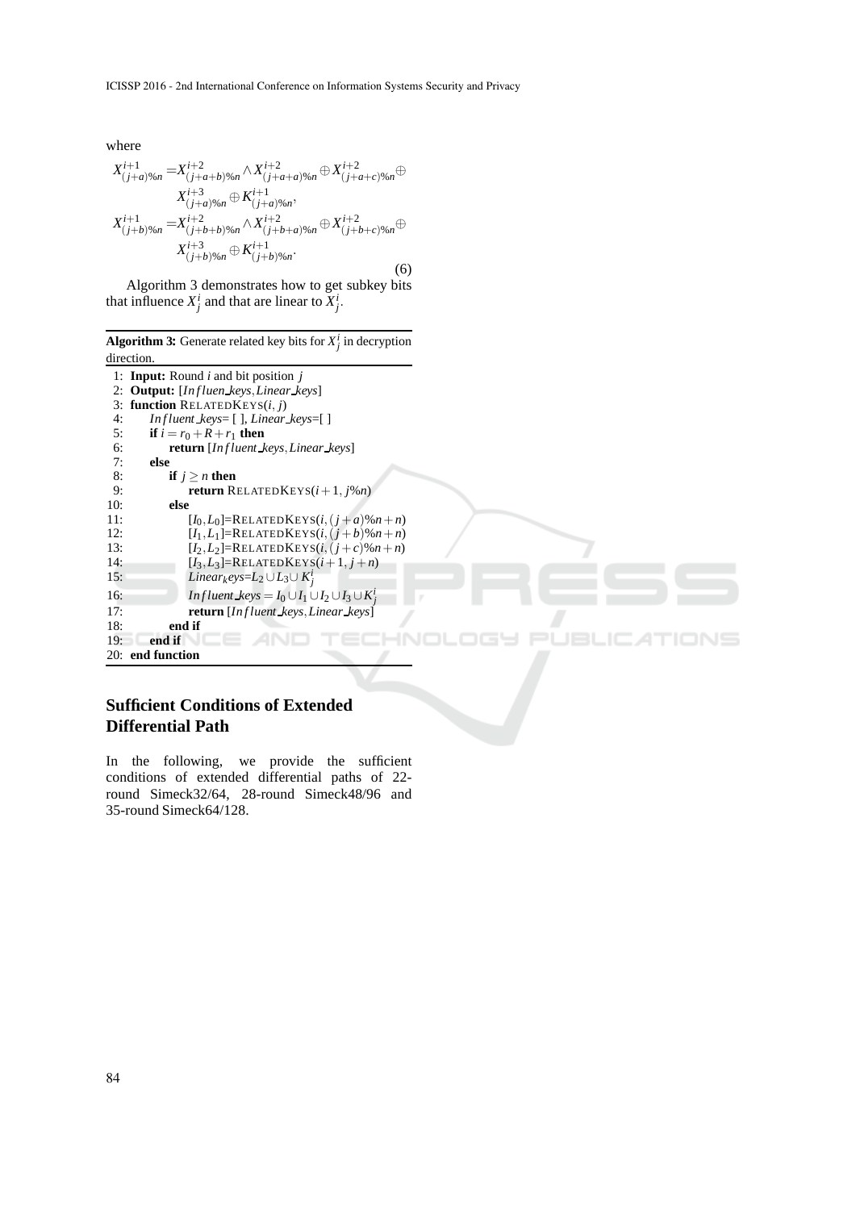where

$$
\begin{aligned}
X^{i+1}_{(j+a)\%n} =& X^{i+2}_{(j+a+b)\%n} \wedge X^{i+2}_{(j+a+a)\%n} \oplus X^{i+2}_{(j+a+c)\%n} \oplus \\
& X^{i+3}_{(j+a)\%n} \oplus K^{i+1}_{(j+a)\%n}, \\
X^{i+1}_{(j+b)\%n} =& X^{i+2}_{(j+b+b)\%n} \wedge X^{i+2}_{(j+b+a)\%n} \oplus X^{i+2}_{(j+b+c)\%n} \oplus \\
& X^{i+3}_{(j+b)\%n} \oplus K^{i+1}_{(j+b)\%n}.
\end{aligned}
\tag{6}
$$

Algorithm 3 demonstrates how to get subkey bits that influence $X^i_j$ and that are linear to $X^i_j$.

**Algorithm 3:** Generate related key bits for $X^i_j$ in decryption direction.

```
1:  Input: Round i and bit position j
2:  Output: [Influent_keys, Linear_keys]
3:  function RELATEDKEYS(i, j)
4:      Influent_keys=[ ], Linear_keys=[ ]
5:      if i = r0 + R + r1 then
6:          return [Influent_keys, Linear_keys]
7:      else
8:          if j ≥ n then
9:              return RELATEDKEYS(i+1, j%n)
10:         else
11:             [I0, L0]=RELATEDKEYS(i, (j+a)%n+n)
12:             [I1, L1]=RELATEDKEYS(i, (j+b)%n+n)
13:             [I2, L2]=RELATEDKEYS(i, (j+c)%n+n)
14:             [I3, L3]=RELATEDKEYS(i+1, j+n)
15:             Linear_keys=L2 ∪ L3 ∪ K^i_j
16:             Influent_keys = I0 ∪ I1 ∪ I2 ∪ I3 ∪ K^i_j
17:             return [Influent_keys, Linear_keys]
18:         end if
19:     end if
20: end function
```

## Sufficient Conditions of Extended Differential Path

In the following, we provide the sufficient conditions of extended differential paths of 22-round Simeck32/64, 28-round Simeck48/96 and 35-round Simeck64/128.